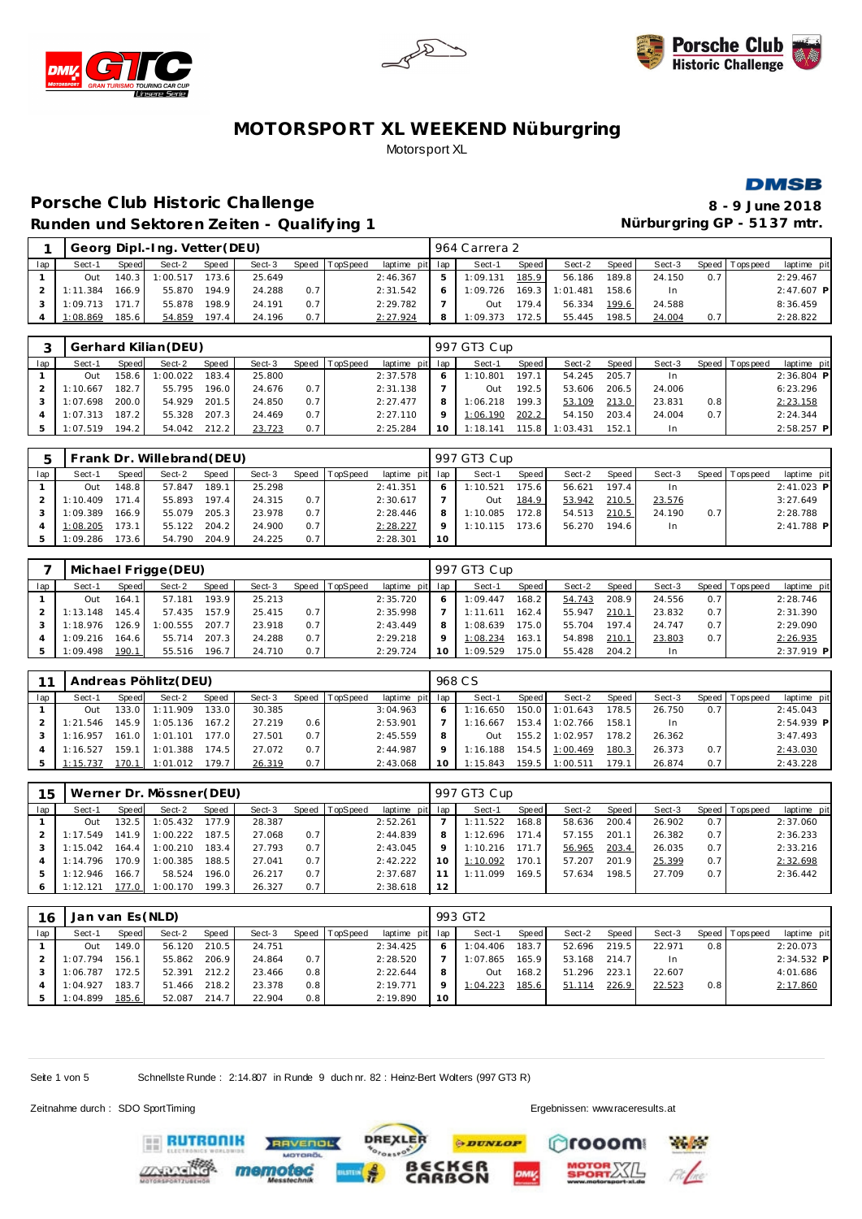# MOTORSPORT XL WEEKEND Nüburgring

Motorsport XL

## Porsche Club Historic Challenge

### Runden und Sektoren Zeiten - Qualifying 1

8 - 9 June 2018

Nürburgring GP - 5137 mtr.

| 1 | Georg Dipl.-Ing. Vetter(DEU) | | | | | | | | 964 Carrera 2 | | | | | | | | |
|---|---|---|---|---|---|---|---|---|---|---|---|---|---|---|---|---|---|
| lap | Sect-1 | Speed | Sect-2 | Speed | Sect-3 | Speed | TopSpeed | laptime pit | lap | Sect-1 | Speed | Sect-2 | Speed | Sect-3 | Speed | Topspeed | laptime pit |
| 1 | Out | 140.3 | 1:00.517 | 173.6 | 25.649 | | | 2:46.367 | 5 | 1:09.131 | 185.9 | 56.186 | 189.8 | 24.150 | 0.7 | | 2:29.467 |
| 2 | 1:11.384 | 166.9 | 55.870 | 194.9 | 24.288 | 0.7 | | 2:31.542 | 6 | 1:09.726 | 169.3 | 1:01.481 | 158.6 | In | | | 2:47.607 P |
| 3 | 1:09.713 | 171.7 | 55.878 | 198.9 | 24.191 | 0.7 | | 2:29.782 | 7 | Out | 179.4 | 56.334 | 199.6 | 24.588 | | | 8:36.459 |
| 4 | 1:08.869 | 185.6 | 54.859 | 197.4 | 24.196 | 0.7 | | 2:27.924 | 8 | 1:09.373 | 172.5 | 55.445 | 198.5 | 24.004 | 0.7 | | 2:28.822 |

| 3 | Gerhard Kilian(DEU) | | | | | | | | 997 GT3 Cup | | | | | | | | |
|---|---|---|---|---|---|---|---|---|---|---|---|---|---|---|---|---|---|
| lap | Sect-1 | Speed | Sect-2 | Speed | Sect-3 | Speed | TopSpeed | laptime pit | lap | Sect-1 | Speed | Sect-2 | Speed | Sect-3 | Speed | Topspeed | laptime pit |
| 1 | Out | 158.6 | 1:00.022 | 183.4 | 25.800 | | | 2:37.578 | 6 | 1:10.801 | 197.1 | 54.245 | 205.7 | In | | | 2:36.804 P |
| 2 | 1:10.667 | 182.7 | 55.795 | 196.0 | 24.676 | 0.7 | | 2:31.138 | 7 | Out | 192.5 | 53.606 | 206.5 | 24.006 | | | 6:23.296 |
| 3 | 1:07.698 | 200.0 | 54.929 | 201.5 | 24.850 | 0.7 | | 2:27.477 | 8 | 1:06.218 | 199.3 | 53.109 | 213.0 | 23.831 | 0.8 | | 2:23.158 |
| 4 | 1:07.313 | 187.2 | 55.328 | 207.3 | 24.469 | 0.7 | | 2:27.110 | 9 | 1:06.190 | 202.2 | 54.150 | 203.4 | 24.004 | 0.7 | | 2:24.344 |
| 5 | 1:07.519 | 194.2 | 54.042 | 212.2 | 23.723 | 0.7 | | 2:25.284 | 10 | 1:18.141 | 115.8 | 1:03.431 | 152.1 | In | | | 2:58.257 P |

| 5 | Frank Dr. Willebrand(DEU) | | | | | | | | 997 GT3 Cup | | | | | | | | |
|---|---|---|---|---|---|---|---|---|---|---|---|---|---|---|---|---|---|
| lap | Sect-1 | Speed | Sect-2 | Speed | Sect-3 | Speed | TopSpeed | laptime pit | lap | Sect-1 | Speed | Sect-2 | Speed | Sect-3 | Speed | Topspeed | laptime pit |
| 1 | Out | 148.8 | 57.847 | 189.1 | 25.298 | | | 2:41.351 | 6 | 1:10.521 | 175.6 | 56.621 | 197.4 | In | | | 2:41.023 P |
| 2 | 1:10.409 | 171.4 | 55.893 | 197.4 | 24.315 | 0.7 | | 2:30.617 | 7 | Out | 184.9 | 53.942 | 210.5 | 23.576 | | | 3:27.649 |
| 3 | 1:09.389 | 166.9 | 55.079 | 205.3 | 23.978 | 0.7 | | 2:28.446 | 8 | 1:10.085 | 172.8 | 54.513 | 210.5 | 24.190 | 0.7 | | 2:28.788 |
| 4 | 1:08.205 | 173.1 | 55.122 | 204.2 | 24.900 | 0.7 | | 2:28.227 | 9 | 1:10.115 | 173.6 | 56.270 | 194.6 | In | | | 2:41.788 P |
| 5 | 1:09.286 | 173.6 | 54.790 | 204.9 | 24.225 | 0.7 | | 2:28.301 | 10 | | | | | | | | |

| 7 | Michael Frigge(DEU) | | | | | | | | 997 GT3 Cup | | | | | | | | |
|---|---|---|---|---|---|---|---|---|---|---|---|---|---|---|---|---|---|
| lap | Sect-1 | Speed | Sect-2 | Speed | Sect-3 | Speed | TopSpeed | laptime pit | lap | Sect-1 | Speed | Sect-2 | Speed | Sect-3 | Speed | Topspeed | laptime pit |
| 1 | Out | 164.1 | 57.181 | 193.9 | 25.213 | | | 2:35.720 | 6 | 1:09.447 | 168.2 | 54.743 | 208.9 | 24.556 | 0.7 | | 2:28.746 |
| 2 | 1:13.148 | 145.4 | 57.435 | 157.9 | 25.415 | 0.7 | | 2:35.998 | 7 | 1:11.611 | 162.4 | 55.947 | 210.1 | 23.832 | 0.7 | | 2:31.390 |
| 3 | 1:18.976 | 126.9 | 1:00.555 | 207.7 | 23.918 | 0.7 | | 2:43.449 | 8 | 1:08.639 | 175.0 | 55.704 | 197.4 | 24.747 | 0.7 | | 2:29.090 |
| 4 | 1:09.216 | 164.6 | 55.714 | 207.3 | 24.288 | 0.7 | | 2:29.218 | 9 | 1:08.234 | 163.1 | 54.898 | 210.1 | 23.803 | 0.7 | | 2:26.935 |
| 5 | 1:09.498 | 190.1 | 55.516 | 196.7 | 24.710 | 0.7 | | 2:29.724 | 10 | 1:09.529 | 175.0 | 55.428 | 204.2 | In | | | 2:37.919 P |

| 11 | Andreas Pöhlitz(DEU) | | | | | | | | 968 CS | | | | | | | | |
|---|---|---|---|---|---|---|---|---|---|---|---|---|---|---|---|---|---|
| lap | Sect-1 | Speed | Sect-2 | Speed | Sect-3 | Speed | TopSpeed | laptime pit | lap | Sect-1 | Speed | Sect-2 | Speed | Sect-3 | Speed | Topspeed | laptime pit |
| 1 | Out | 133.0 | 1:11.909 | 133.0 | 30.385 | | | 3:04.963 | 6 | 1:16.650 | 150.0 | 1:01.643 | 178.5 | 26.750 | 0.7 | | 2:45.043 |
| 2 | 1:21.546 | 145.9 | 1:05.136 | 167.2 | 27.219 | 0.6 | | 2:53.901 | 7 | 1:16.667 | 153.4 | 1:02.766 | 158.1 | In | | | 2:54.939 P |
| 3 | 1:16.957 | 161.0 | 1:01.101 | 177.0 | 27.501 | 0.7 | | 2:45.559 | 8 | Out | 155.2 | 1:02.957 | 178.2 | 26.362 | | | 3:47.493 |
| 4 | 1:16.527 | 159.1 | 1:01.388 | 174.5 | 27.072 | 0.7 | | 2:44.987 | 9 | 1:16.188 | 154.5 | 1:00.469 | 180.3 | 26.373 | 0.7 | | 2:43.030 |
| 5 | 1:15.737 | 170.1 | 1:01.012 | 179.7 | 26.319 | 0.7 | | 2:43.068 | 10 | 1:15.843 | 159.5 | 1:00.511 | 179.1 | 26.874 | 0.7 | | 2:43.228 |

| 15 | Werner Dr. Mössner(DEU) | | | | | | | | 997 GT3 Cup | | | | | | | | |
|---|---|---|---|---|---|---|---|---|---|---|---|---|---|---|---|---|---|
| lap | Sect-1 | Speed | Sect-2 | Speed | Sect-3 | Speed | TopSpeed | laptime pit | lap | Sect-1 | Speed | Sect-2 | Speed | Sect-3 | Speed | Topspeed | laptime pit |
| 1 | Out | 132.5 | 1:05.432 | 177.9 | 28.387 | | | 2:52.261 | 7 | 1:11.522 | 168.8 | 58.636 | 200.4 | 26.902 | 0.7 | | 2:37.060 |
| 2 | 1:17.549 | 141.9 | 1:00.222 | 187.5 | 27.068 | 0.7 | | 2:44.839 | 8 | 1:12.696 | 171.4 | 57.155 | 201.1 | 26.382 | 0.7 | | 2:36.233 |
| 3 | 1:15.042 | 164.4 | 1:00.210 | 183.4 | 27.793 | 0.7 | | 2:43.045 | 9 | 1:10.216 | 171.7 | 56.965 | 203.4 | 26.035 | 0.7 | | 2:33.216 |
| 4 | 1:14.796 | 170.9 | 1:00.385 | 188.5 | 27.041 | 0.7 | | 2:42.222 | 10 | 1:10.092 | 170.1 | 57.207 | 201.9 | 25.399 | 0.7 | | 2:32.698 |
| 5 | 1:12.946 | 166.7 | 58.524 | 196.0 | 26.217 | 0.7 | | 2:37.687 | 11 | 1:11.099 | 169.5 | 57.634 | 198.5 | 27.709 | 0.7 | | 2:36.442 |
| 6 | 1:12.121 | 177.0 | 1:00.170 | 199.3 | 26.327 | 0.7 | | 2:38.618 | 12 | | | | | | | | |

| 16 | Jan van Es(NLD) | | | | | | | | 993 GT2 | | | | | | | | |
|---|---|---|---|---|---|---|---|---|---|---|---|---|---|---|---|---|---|
| lap | Sect-1 | Speed | Sect-2 | Speed | Sect-3 | Speed | TopSpeed | laptime pit | lap | Sect-1 | Speed | Sect-2 | Speed | Sect-3 | Speed | Topspeed | laptime pit |
| 1 | Out | 149.0 | 56.120 | 210.5 | 24.751 | | | 2:34.425 | 6 | 1:04.406 | 183.7 | 52.696 | 219.5 | 22.971 | 0.8 | | 2:20.073 |
| 2 | 1:07.794 | 156.1 | 55.862 | 206.9 | 24.864 | 0.7 | | 2:28.520 | 7 | 1:07.865 | 165.9 | 53.168 | 214.7 | In | | | 2:34.532 P |
| 3 | 1:06.787 | 172.5 | 52.391 | 212.2 | 23.466 | 0.8 | | 2:22.644 | 8 | Out | 168.2 | 51.296 | 223.1 | 22.607 | | | 4:01.686 |
| 4 | 1:04.927 | 183.7 | 51.466 | 218.2 | 23.378 | 0.8 | | 2:19.771 | 9 | 1:04.223 | 185.6 | 51.114 | 226.9 | 22.523 | 0.8 | | 2:17.860 |
| 5 | 1:04.899 | 185.6 | 52.087 | 214.7 | 22.904 | 0.8 | | 2:19.890 | 10 | | | | | | | | |

Schnellste Runde : 2:14.807 in Runde 9 duch nr. 82 : Heinz-Bert Wolters (997 GT3 R)

Zeitnahme durch : SDO SportTiming

Ergebnissen: www.raceresults.at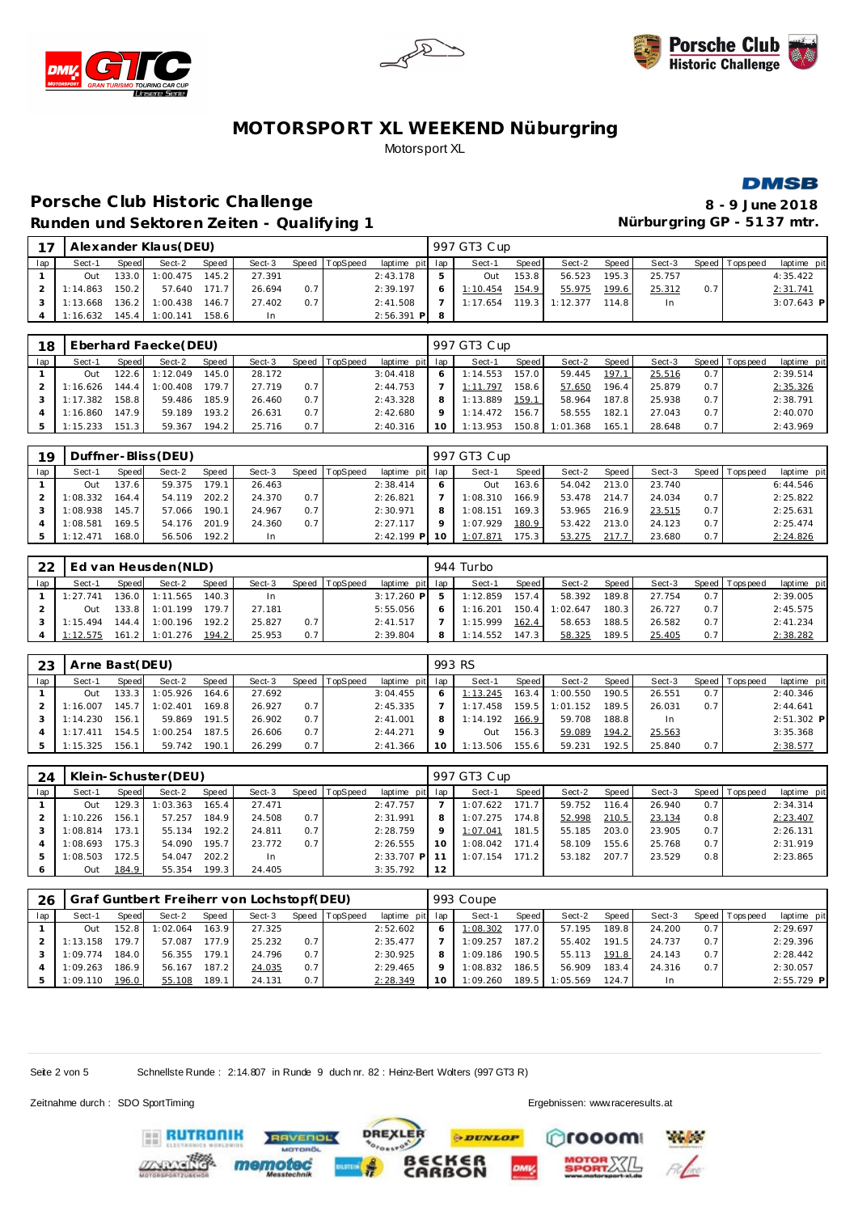# MOTORSPORT XL WEEKEND Nüburgring

Motorsport XL

## Porsche Club Historic Challenge

**8 - 9 June 2018**

### Runden und Sektoren Zeiten - Qualifying 1

**Nürburgring GP - 5137 mtr.**

| 17 | Alexander Klaus(DEU) | | | | | | | | 997 GT3 Cup | | | | | | | | |
|---|---|---|---|---|---|---|---|---|---|---|---|---|---|---|---|---|---|
| lap | Sect-1 | Speed | Sect-2 | Speed | Sect-3 | Speed | TopSpeed | laptime pit | lap | Sect-1 | Speed | Sect-2 | Speed | Sect-3 | Speed | Topspeed | laptime pit |
| 1 | Out | 133.0 | 1:00.475 | 145.2 | 27.391 | | | 2:43.178 | 5 | Out | 153.8 | 56.523 | 195.3 | 25.757 | | | 4:35.422 |
| 2 | 1:14.863 | 150.2 | 57.640 | 171.7 | 26.694 | 0.7 | | 2:39.197 | 6 | 1:10.454 | 154.9 | 55.975 | 199.6 | 25.312 | 0.7 | | 2:31.741 |
| 3 | 1:13.668 | 136.2 | 1:00.438 | 146.7 | 27.402 | 0.7 | | 2:41.508 | 7 | 1:17.654 | 119.3 | 1:12.377 | 114.8 | In | | | 3:07.643 P |
| 4 | 1:16.632 | 145.4 | 1:00.141 | 158.6 | In | | | 2:56.391 P | 8 | | | | | | | | |

| 18 | Eberhard Faecke(DEU) | | | | | | | | 997 GT3 Cup | | | | | | | | |
|---|---|---|---|---|---|---|---|---|---|---|---|---|---|---|---|---|---|
| lap | Sect-1 | Speed | Sect-2 | Speed | Sect-3 | Speed | TopSpeed | laptime pit | lap | Sect-1 | Speed | Sect-2 | Speed | Sect-3 | Speed | Topspeed | laptime pit |
| 1 | Out | 122.6 | 1:12.049 | 145.0 | 28.172 | | | 3:04.418 | 6 | 1:14.553 | 157.0 | 59.445 | 197.1 | 25.516 | 0.7 | | 2:39.514 |
| 2 | 1:16.626 | 144.4 | 1:00.408 | 179.7 | 27.719 | 0.7 | | 2:44.753 | 7 | 1:11.797 | 158.6 | 57.650 | 196.4 | 25.879 | 0.7 | | 2:35.326 |
| 3 | 1:17.382 | 158.8 | 59.486 | 185.9 | 26.460 | 0.7 | | 2:43.328 | 8 | 1:13.889 | 159.1 | 58.964 | 187.8 | 25.938 | 0.7 | | 2:38.791 |
| 4 | 1:16.860 | 147.9 | 59.189 | 193.2 | 26.631 | 0.7 | | 2:42.680 | 9 | 1:14.472 | 156.7 | 58.555 | 182.1 | 27.043 | 0.7 | | 2:40.070 |
| 5 | 1:15.233 | 151.3 | 59.367 | 194.2 | 25.716 | 0.7 | | 2:40.316 | 10 | 1:13.953 | 150.8 | 1:01.368 | 165.1 | 28.648 | 0.7 | | 2:43.969 |

| 19 | Duffner-Bliss(DEU) | | | | | | | | 997 GT3 Cup | | | | | | | | |
|---|---|---|---|---|---|---|---|---|---|---|---|---|---|---|---|---|---|
| lap | Sect-1 | Speed | Sect-2 | Speed | Sect-3 | Speed | TopSpeed | laptime pit | lap | Sect-1 | Speed | Sect-2 | Speed | Sect-3 | Speed | Topspeed | laptime pit |
| 1 | Out | 137.6 | 59.375 | 179.1 | 26.463 | | | 2:38.414 | 6 | Out | 163.6 | 54.042 | 213.0 | 23.740 | | | 6:44.546 |
| 2 | 1:08.332 | 164.4 | 54.119 | 202.2 | 24.370 | 0.7 | | 2:26.821 | 7 | 1:08.310 | 166.9 | 53.478 | 214.7 | 24.034 | 0.7 | | 2:25.822 |
| 3 | 1:08.938 | 145.7 | 57.066 | 190.1 | 24.967 | 0.7 | | 2:30.971 | 8 | 1:08.151 | 169.3 | 53.965 | 216.9 | 23.515 | 0.7 | | 2:25.631 |
| 4 | 1:08.581 | 169.5 | 54.176 | 201.9 | 24.360 | 0.7 | | 2:27.117 | 9 | 1:07.929 | 180.9 | 53.422 | 213.0 | 24.123 | 0.7 | | 2:25.474 |
| 5 | 1:12.471 | 168.0 | 56.506 | 192.2 | In | | | 2:42.199 P | 10 | 1:07.871 | 175.3 | 53.275 | 217.7 | 23.680 | 0.7 | | 2:24.826 |

| 22 | Ed van Heusden(NLD) | | | | | | | | 944 Turbo | | | | | | | | |
|---|---|---|---|---|---|---|---|---|---|---|---|---|---|---|---|---|---|
| lap | Sect-1 | Speed | Sect-2 | Speed | Sect-3 | Speed | TopSpeed | laptime pit | lap | Sect-1 | Speed | Sect-2 | Speed | Sect-3 | Speed | Topspeed | laptime pit |
| 1 | 1:27.741 | 136.0 | 1:11.565 | 140.3 | In | | | 3:17.260 P | 5 | 1:12.859 | 157.4 | 58.392 | 189.8 | 27.754 | 0.7 | | 2:39.005 |
| 2 | Out | 133.8 | 1:01.199 | 179.7 | 27.181 | | | 5:55.056 | 6 | 1:16.201 | 150.4 | 1:02.647 | 180.3 | 26.727 | 0.7 | | 2:45.575 |
| 3 | 1:15.494 | 144.4 | 1:00.196 | 192.2 | 25.827 | 0.7 | | 2:41.517 | 7 | 1:15.999 | 162.4 | 58.653 | 188.5 | 26.582 | 0.7 | | 2:41.234 |
| 4 | 1:12.575 | 161.2 | 1:01.276 | 194.2 | 25.953 | 0.7 | | 2:39.804 | 8 | 1:14.552 | 147.3 | 58.325 | 189.5 | 25.405 | 0.7 | | 2:38.282 |

| 23 | Arne Bast(DEU) | | | | | | | | 993 RS | | | | | | | | |
|---|---|---|---|---|---|---|---|---|---|---|---|---|---|---|---|---|---|
| lap | Sect-1 | Speed | Sect-2 | Speed | Sect-3 | Speed | TopSpeed | laptime pit | lap | Sect-1 | Speed | Sect-2 | Speed | Sect-3 | Speed | Topspeed | laptime pit |
| 1 | Out | 133.3 | 1:05.926 | 164.6 | 27.692 | | | 3:04.455 | 6 | 1:13.245 | 163.4 | 1:00.550 | 190.5 | 26.551 | 0.7 | | 2:40.346 |
| 2 | 1:16.007 | 145.7 | 1:02.401 | 169.8 | 26.927 | 0.7 | | 2:45.335 | 7 | 1:17.458 | 159.5 | 1:01.152 | 189.5 | 26.031 | 0.7 | | 2:44.641 |
| 3 | 1:14.230 | 156.1 | 59.869 | 191.5 | 26.902 | 0.7 | | 2:41.001 | 8 | 1:14.192 | 166.9 | 59.708 | 188.8 | In | | | 2:51.302 P |
| 4 | 1:17.411 | 154.5 | 1:00.254 | 187.5 | 26.606 | 0.7 | | 2:44.271 | 9 | Out | 156.3 | 59.089 | 194.2 | 25.563 | | | 3:35.368 |
| 5 | 1:15.325 | 156.1 | 59.742 | 190.1 | 26.299 | 0.7 | | 2:41.366 | 10 | 1:13.506 | 155.6 | 59.231 | 192.5 | 25.840 | 0.7 | | 2:38.577 |

| 24 | Klein-Schuster(DEU) | | | | | | | | 997 GT3 Cup | | | | | | | | |
|---|---|---|---|---|---|---|---|---|---|---|---|---|---|---|---|---|---|
| lap | Sect-1 | Speed | Sect-2 | Speed | Sect-3 | Speed | TopSpeed | laptime pit | lap | Sect-1 | Speed | Sect-2 | Speed | Sect-3 | Speed | Topspeed | laptime pit |
| 1 | Out | 129.3 | 1:03.363 | 165.4 | 27.471 | | | 2:47.757 | 7 | 1:07.622 | 171.7 | 59.752 | 116.4 | 26.940 | 0.7 | | 2:34.314 |
| 2 | 1:10.226 | 156.1 | 57.257 | 184.9 | 24.508 | 0.7 | | 2:31.991 | 8 | 1:07.275 | 174.8 | 52.998 | 210.5 | 23.134 | 0.8 | | 2:23.407 |
| 3 | 1:08.814 | 173.1 | 55.134 | 192.2 | 24.811 | 0.7 | | 2:28.759 | 9 | 1:07.041 | 181.5 | 55.185 | 203.0 | 23.905 | 0.7 | | 2:26.131 |
| 4 | 1:08.693 | 175.3 | 54.090 | 195.7 | 23.772 | 0.7 | | 2:26.555 | 10 | 1:08.042 | 171.4 | 58.109 | 155.6 | 25.768 | 0.7 | | 2:31.919 |
| 5 | 1:08.503 | 172.5 | 54.047 | 202.2 | In | | | 2:33.707 P | 11 | 1:07.154 | 171.2 | 53.182 | 207.7 | 23.529 | 0.8 | | 2:23.865 |
| 6 | Out | 184.9 | 55.354 | 199.3 | 24.405 | | | 3:35.792 | 12 | | | | | | | | |

| 26 | Graf Guntbert Freiherr von Lochstopf(DEU) | | | | | | | | 993 Coupe | | | | | | | | |
|---|---|---|---|---|---|---|---|---|---|---|---|---|---|---|---|---|---|
| lap | Sect-1 | Speed | Sect-2 | Speed | Sect-3 | Speed | TopSpeed | laptime pit | lap | Sect-1 | Speed | Sect-2 | Speed | Sect-3 | Speed | Topspeed | laptime pit |
| 1 | Out | 152.8 | 1:02.064 | 163.9 | 27.325 | | | 2:52.602 | 6 | 1:08.302 | 177.0 | 57.195 | 189.8 | 24.200 | 0.7 | | 2:29.697 |
| 2 | 1:13.158 | 179.7 | 57.087 | 177.9 | 25.232 | 0.7 | | 2:35.477 | 7 | 1:09.257 | 187.2 | 55.402 | 191.5 | 24.737 | 0.7 | | 2:29.396 |
| 3 | 1:09.774 | 184.0 | 56.355 | 179.1 | 24.796 | 0.7 | | 2:30.925 | 8 | 1:09.186 | 190.5 | 55.113 | 191.8 | 24.143 | 0.7 | | 2:28.442 |
| 4 | 1:09.263 | 186.9 | 56.167 | 187.2 | 24.035 | 0.7 | | 2:29.465 | 9 | 1:08.832 | 186.5 | 56.909 | 183.4 | 24.316 | 0.7 | | 2:30.057 |
| 5 | 1:09.110 | 196.0 | 55.108 | 189.1 | 24.131 | 0.7 | | 2:28.349 | 10 | 1:09.260 | 189.5 | 1:05.569 | 124.7 | In | | | 2:55.729 P |

Schnellste Runde : 2:14.807 in Runde 9 duch nr. 82 : Heinz-Bert Wolters (997 GT3 R)

Zeitnahme durch : SDO SportTiming

Ergebnissen: www.raceresults.at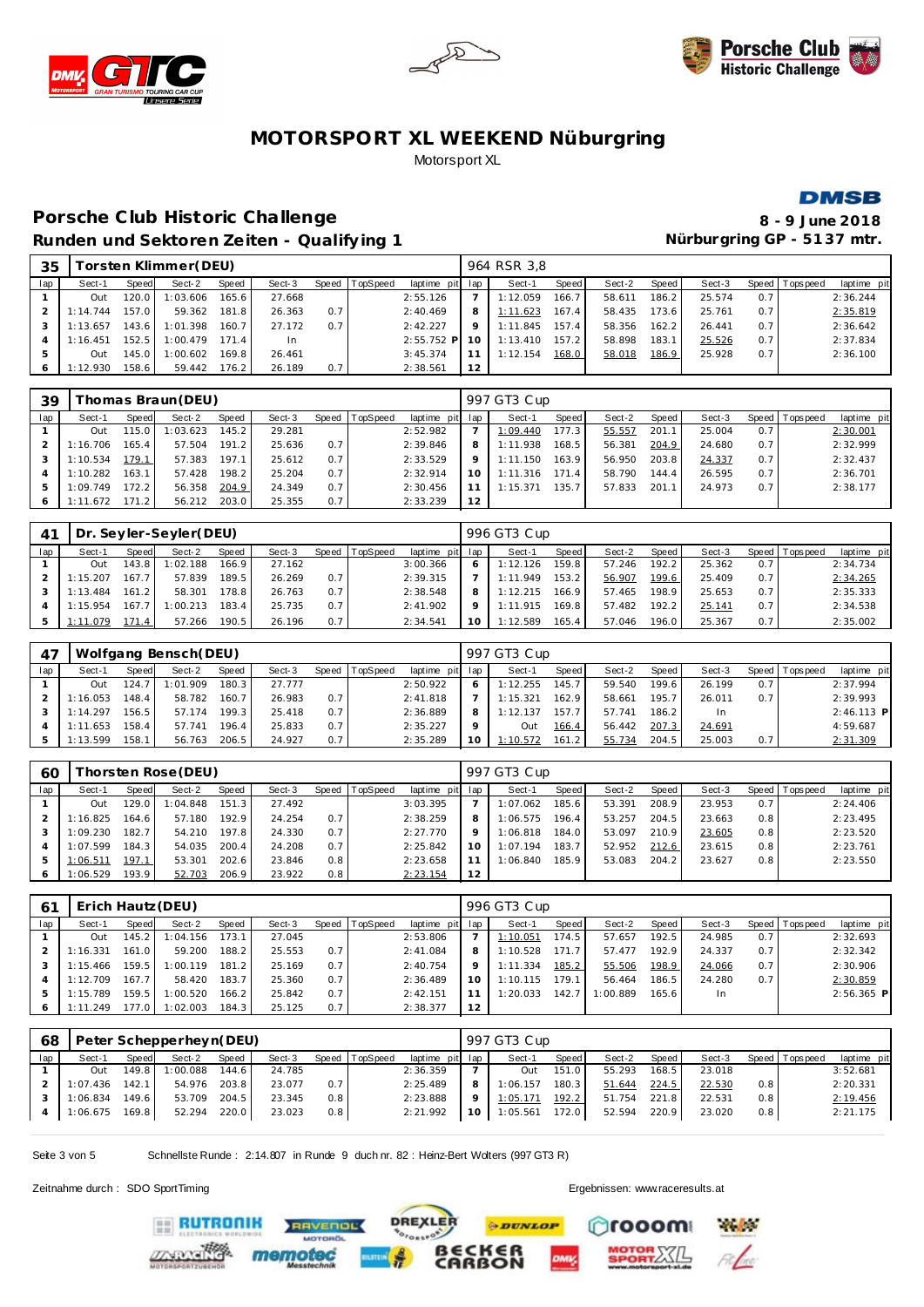# MOTORSPORT XL WEEKEND Nüburgring

Motorsport XL

## Porsche Club Historic Challenge

**Runden und Sektoren Zeiten - Qualifying 1**

**8 - 9 June 2018**
**Nürburgring GP - 5137 mtr.**

| 35 | Torsten Klimmer(DEU) | | | | | | | | 964 RSR 3,8 | | | | | | | | |
|---|---|---|---|---|---|---|---|---|---|---|---|---|---|---|---|---|---|
| lap | Sect-1 | Speed | Sect-2 | Speed | Sect-3 | Speed | TopSpeed | laptime pit | lap | Sect-1 | Speed | Sect-2 | Speed | Sect-3 | Speed | Topspeed | laptime pit |
| 1 | Out | 120.0 | 1:03.606 | 165.6 | 27.668 | | | 2:55.126 | 7 | 1:12.059 | 166.7 | 58.611 | 186.2 | 25.574 | 0.7 | | 2:36.244 |
| 2 | 1:14.744 | 157.0 | 59.362 | 181.8 | 26.363 | 0.7 | | 2:40.469 | 8 | 1:11.623 | 167.4 | 58.435 | 173.6 | 25.761 | 0.7 | | 2:35.819 |
| 3 | 1:13.657 | 143.6 | 1:01.398 | 160.7 | 27.172 | 0.7 | | 2:42.227 | 9 | 1:11.845 | 157.4 | 58.356 | 162.2 | 26.441 | 0.7 | | 2:36.642 |
| 4 | 1:16.451 | 152.5 | 1:00.479 | 171.4 | In | | | 2:55.752 P | 10 | 1:13.410 | 157.2 | 58.898 | 183.1 | 25.526 | 0.7 | | 2:37.834 |
| 5 | Out | 145.0 | 1:00.602 | 169.8 | 26.461 | | | 3:45.374 | 11 | 1:12.154 | 168.0 | 58.018 | 186.9 | 25.928 | 0.7 | | 2:36.100 |
| 6 | 1:12.930 | 158.6 | 59.442 | 176.2 | 26.189 | 0.7 | | 2:38.561 | 12 | | | | | | | | |

| 39 | Thomas Braun(DEU) | | | | | | | | 997 GT3 Cup | | | | | | | | |
|---|---|---|---|---|---|---|---|---|---|---|---|---|---|---|---|---|---|
| lap | Sect-1 | Speed | Sect-2 | Speed | Sect-3 | Speed | TopSpeed | laptime pit | lap | Sect-1 | Speed | Sect-2 | Speed | Sect-3 | Speed | Topspeed | laptime pit |
| 1 | Out | 115.0 | 1:03.623 | 145.2 | 29.281 | | | 2:52.982 | 7 | 1:09.440 | 177.3 | 55.557 | 201.1 | 25.004 | 0.7 | | 2:30.001 |
| 2 | 1:16.706 | 165.4 | 57.504 | 191.2 | 25.636 | 0.7 | | 2:39.846 | 8 | 1:11.938 | 168.5 | 56.381 | 204.9 | 24.680 | 0.7 | | 2:32.999 |
| 3 | 1:10.534 | 179.1 | 57.383 | 197.1 | 25.612 | 0.7 | | 2:33.529 | 9 | 1:11.150 | 163.9 | 56.950 | 203.8 | 24.337 | 0.7 | | 2:32.437 |
| 4 | 1:10.282 | 163.1 | 57.428 | 198.2 | 25.204 | 0.7 | | 2:32.914 | 10 | 1:11.316 | 171.4 | 58.790 | 144.4 | 26.595 | 0.7 | | 2:36.701 |
| 5 | 1:09.749 | 172.2 | 56.358 | 204.9 | 24.349 | 0.7 | | 2:30.456 | 11 | 1:15.371 | 135.7 | 57.833 | 201.1 | 24.973 | 0.7 | | 2:38.177 |
| 6 | 1:11.672 | 171.2 | 56.212 | 203.0 | 25.355 | 0.7 | | 2:33.239 | 12 | | | | | | | | |

| 41 | Dr. Seyler-Seyler(DEU) | | | | | | | | 996 GT3 Cup | | | | | | | | |
|---|---|---|---|---|---|---|---|---|---|---|---|---|---|---|---|---|---|
| lap | Sect-1 | Speed | Sect-2 | Speed | Sect-3 | Speed | TopSpeed | laptime pit | lap | Sect-1 | Speed | Sect-2 | Speed | Sect-3 | Speed | Topspeed | laptime pit |
| 1 | Out | 143.8 | 1:02.188 | 166.9 | 27.162 | | | 3:00.366 | 6 | 1:12.126 | 159.8 | 57.246 | 192.2 | 25.362 | 0.7 | | 2:34.734 |
| 2 | 1:15.207 | 167.7 | 57.839 | 189.5 | 26.269 | 0.7 | | 2:39.315 | 7 | 1:11.949 | 153.2 | 56.907 | 199.6 | 25.409 | 0.7 | | 2:34.265 |
| 3 | 1:13.484 | 161.2 | 58.301 | 178.8 | 26.763 | 0.7 | | 2:38.548 | 8 | 1:12.215 | 166.9 | 57.465 | 198.9 | 25.653 | 0.7 | | 2:35.333 |
| 4 | 1:15.954 | 167.7 | 1:00.213 | 183.4 | 25.735 | 0.7 | | 2:41.902 | 9 | 1:11.915 | 169.8 | 57.482 | 192.2 | 25.141 | 0.7 | | 2:34.538 |
| 5 | 1:11.079 | 171.4 | 57.266 | 190.5 | 26.196 | 0.7 | | 2:34.541 | 10 | 1:12.589 | 165.4 | 57.046 | 196.0 | 25.367 | 0.7 | | 2:35.002 |

| 47 | Wolfgang Bensch(DEU) | | | | | | | | 997 GT3 Cup | | | | | | | | |
|---|---|---|---|---|---|---|---|---|---|---|---|---|---|---|---|---|---|
| lap | Sect-1 | Speed | Sect-2 | Speed | Sect-3 | Speed | TopSpeed | laptime pit | lap | Sect-1 | Speed | Sect-2 | Speed | Sect-3 | Speed | Topspeed | laptime pit |
| 1 | Out | 124.7 | 1:01.909 | 180.3 | 27.777 | | | 2:50.922 | 6 | 1:12.255 | 145.7 | 59.540 | 199.6 | 26.199 | 0.7 | | 2:37.994 |
| 2 | 1:16.053 | 148.4 | 58.782 | 160.7 | 26.983 | 0.7 | | 2:41.818 | 7 | 1:15.321 | 162.9 | 58.661 | 195.7 | 26.011 | 0.7 | | 2:39.993 |
| 3 | 1:14.297 | 156.5 | 57.174 | 199.3 | 25.418 | 0.7 | | 2:36.889 | 8 | 1:12.137 | 157.7 | 57.741 | 186.2 | In | | | 2:46.113 P |
| 4 | 1:11.653 | 158.4 | 57.741 | 196.4 | 25.833 | 0.7 | | 2:35.227 | 9 | Out | 166.4 | 56.442 | 207.3 | 24.691 | | | 4:59.687 |
| 5 | 1:13.599 | 158.1 | 56.763 | 206.5 | 24.927 | 0.7 | | 2:35.289 | 10 | 1:10.572 | 161.2 | 55.734 | 204.5 | 25.003 | 0.7 | | 2:31.309 |

| 60 | Thorsten Rose(DEU) | | | | | | | | 997 GT3 Cup | | | | | | | | |
|---|---|---|---|---|---|---|---|---|---|---|---|---|---|---|---|---|---|
| lap | Sect-1 | Speed | Sect-2 | Speed | Sect-3 | Speed | TopSpeed | laptime pit | lap | Sect-1 | Speed | Sect-2 | Speed | Sect-3 | Speed | Topspeed | laptime pit |
| 1 | Out | 129.0 | 1:04.848 | 151.3 | 27.492 | | | 3:03.395 | 7 | 1:07.062 | 185.6 | 53.391 | 208.9 | 23.953 | 0.7 | | 2:24.406 |
| 2 | 1:16.825 | 164.6 | 57.180 | 192.9 | 24.254 | 0.7 | | 2:38.259 | 8 | 1:06.575 | 196.4 | 53.257 | 204.5 | 23.663 | 0.8 | | 2:23.495 |
| 3 | 1:09.230 | 182.7 | 54.210 | 197.8 | 24.330 | 0.7 | | 2:27.770 | 9 | 1:06.818 | 184.0 | 53.097 | 210.9 | 23.605 | 0.8 | | 2:23.520 |
| 4 | 1:07.599 | 184.3 | 54.035 | 200.4 | 24.208 | 0.7 | | 2:25.842 | 10 | 1:07.194 | 183.7 | 52.952 | 212.6 | 23.615 | 0.8 | | 2:23.761 |
| 5 | 1:06.511 | 197.1 | 53.301 | 202.6 | 23.846 | 0.8 | | 2:23.658 | 11 | 1:06.840 | 185.9 | 53.083 | 204.2 | 23.627 | 0.8 | | 2:23.550 |
| 6 | 1:06.529 | 193.9 | 52.703 | 206.9 | 23.922 | 0.8 | | 2:23.154 | 12 | | | | | | | | |

| 61 | Erich Hautz(DEU) | | | | | | | | 996 GT3 Cup | | | | | | | | |
|---|---|---|---|---|---|---|---|---|---|---|---|---|---|---|---|---|---|
| lap | Sect-1 | Speed | Sect-2 | Speed | Sect-3 | Speed | TopSpeed | laptime pit | lap | Sect-1 | Speed | Sect-2 | Speed | Sect-3 | Speed | Topspeed | laptime pit |
| 1 | Out | 145.2 | 1:04.156 | 173.1 | 27.045 | | | 2:53.806 | 7 | 1:10.051 | 174.5 | 57.657 | 192.5 | 24.985 | 0.7 | | 2:32.693 |
| 2 | 1:16.331 | 161.0 | 59.200 | 188.2 | 25.553 | 0.7 | | 2:41.084 | 8 | 1:10.528 | 171.7 | 57.477 | 192.9 | 24.337 | 0.7 | | 2:32.342 |
| 3 | 1:15.466 | 159.5 | 1:00.119 | 181.2 | 25.169 | 0.7 | | 2:40.754 | 9 | 1:11.334 | 185.2 | 55.506 | 198.9 | 24.066 | 0.7 | | 2:30.906 |
| 4 | 1:12.709 | 167.7 | 58.420 | 183.7 | 25.360 | 0.7 | | 2:36.489 | 10 | 1:10.115 | 179.1 | 56.464 | 186.5 | 24.280 | 0.7 | | 2:30.859 |
| 5 | 1:15.789 | 159.5 | 1:00.520 | 166.2 | 25.842 | 0.7 | | 2:42.151 | 11 | 1:20.033 | 142.7 | 1:00.889 | 165.6 | In | | | 2:56.365 P |
| 6 | 1:11.249 | 177.0 | 1:02.003 | 184.3 | 25.125 | 0.7 | | 2:38.377 | 12 | | | | | | | | |

| 68 | Peter Schepperheyn(DEU) | | | | | | | | 997 GT3 Cup | | | | | | | | |
|---|---|---|---|---|---|---|---|---|---|---|---|---|---|---|---|---|---|
| lap | Sect-1 | Speed | Sect-2 | Speed | Sect-3 | Speed | TopSpeed | laptime pit | lap | Sect-1 | Speed | Sect-2 | Speed | Sect-3 | Speed | Topspeed | laptime pit |
| 1 | Out | 149.8 | 1:00.088 | 144.6 | 24.785 | | | 2:36.359 | 7 | Out | 151.0 | 55.293 | 168.5 | 23.018 | | | 3:52.681 |
| 2 | 1:07.436 | 142.1 | 54.976 | 203.8 | 23.077 | 0.7 | | 2:25.489 | 8 | 1:06.157 | 180.3 | 51.644 | 224.5 | 22.530 | 0.8 | | 2:20.331 |
| 3 | 1:06.834 | 149.6 | 53.709 | 204.5 | 23.345 | 0.8 | | 2:23.888 | 9 | 1:05.171 | 192.2 | 51.754 | 221.8 | 22.531 | 0.8 | | 2:19.456 |
| 4 | 1:06.675 | 169.8 | 52.294 | 220.0 | 23.023 | 0.8 | | 2:21.992 | 10 | 1:05.561 | 172.0 | 52.594 | 220.9 | 23.020 | 0.8 | | 2:21.175 |

Schnellste Runde : 2:14.807 in Runde 9 duch nr. 82 : Heinz-Bert Wolters (997 GT3 R)

Zeitnahme durch : SDO SportTiming

Ergebnissen: www.raceresults.at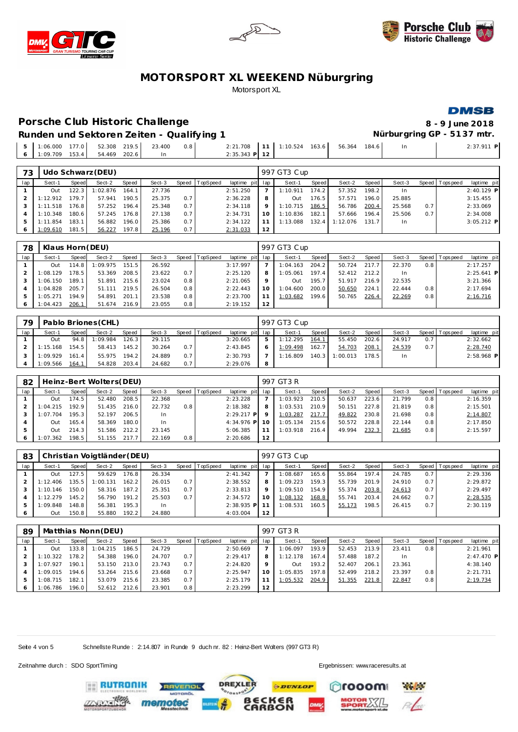# MOTORSPORT XL WEEKEND Nüburgring

Motorsport XL

## Porsche Club Historic Challenge

**8 - 9 June 2018**

### Runden und Sektoren Zeiten - Qualifying 1

**Nürburgring GP - 5137 mtr.**

| lap | Sect-1 | Speed | Sect-2 | Speed | Sect-3 | Speed | TopSpeed | laptime pit | lap | Sect-1 | Speed | Sect-2 | Speed | Sect-3 | Speed | Topspeed | laptime pit |
|---|---|---|---|---|---|---|---|---|---|---|---|---|---|---|---|---|---|
| 5 | 1:06.000 | 177.0 | 52.308 | 219.5 | 23.400 | 0.8 | | 2:21.708 | 11 | 1:10.524 | 163.6 | 56.364 | 184.6 | In | | | 2:37.911 P |
| 6 | 1:09.709 | 153.4 | 54.469 | 202.6 | In | | | 2:35.343 P | 12 | | | | | | | | |

**73 Udo Schwarz (DEU)** — 997 GT3 Cup

| lap | Sect-1 | Speed | Sect-2 | Speed | Sect-3 | Speed | TopSpeed | laptime pit | lap | Sect-1 | Speed | Sect-2 | Speed | Sect-3 | Speed | Topspeed | laptime pit |
|---|---|---|---|---|---|---|---|---|---|---|---|---|---|---|---|---|---|
| 1 | Out | 122.3 | 1:02.876 | 164.1 | 27.736 | | | 2:51.250 | 7 | 1:10.911 | 174.2 | 57.352 | 198.2 | In | | | 2:40.129 P |
| 2 | 1:12.912 | 179.7 | 57.941 | 190.5 | 25.375 | 0.7 | | 2:36.228 | 8 | Out | 176.5 | 57.571 | 196.0 | 25.885 | | | 3:15.455 |
| 3 | 1:11.518 | 176.8 | 57.252 | 196.4 | 25.348 | 0.7 | | 2:34.118 | 9 | 1:10.715 | 186.5 | 56.786 | 200.4 | 25.568 | 0.7 | | 2:33.069 |
| 4 | 1:10.348 | 180.6 | 57.245 | 176.8 | 27.138 | 0.7 | | 2:34.731 | 10 | 1:10.836 | 182.1 | 57.666 | 196.4 | 25.506 | 0.7 | | 2:34.008 |
| 5 | 1:11.854 | 183.1 | 56.882 | 196.0 | 25.386 | 0.7 | | 2:34.122 | 11 | 1:13.088 | 132.4 | 1:12.076 | 131.7 | In | | | 3:05.212 P |
| 6 | 1:09.610 | 181.5 | 56.227 | 197.8 | 25.196 | 0.7 | | 2:31.033 | 12 | | | | | | | | |

**78 Klaus Horn (DEU)** — 997 GT3 Cup

| lap | Sect-1 | Speed | Sect-2 | Speed | Sect-3 | Speed | TopSpeed | laptime pit | lap | Sect-1 | Speed | Sect-2 | Speed | Sect-3 | Speed | Topspeed | laptime pit |
|---|---|---|---|---|---|---|---|---|---|---|---|---|---|---|---|---|---|
| 1 | Out | 114.8 | 1:09.975 | 151.5 | 26.592 | | | 3:17.997 | 7 | 1:04.163 | 204.2 | 50.724 | 217.7 | 22.370 | 0.8 | | 2:17.257 |
| 2 | 1:08.129 | 178.5 | 53.369 | 208.5 | 23.622 | 0.7 | | 2:25.120 | 8 | 1:05.061 | 197.4 | 52.412 | 212.2 | In | | | 2:25.641 P |
| 3 | 1:06.150 | 189.1 | 51.891 | 215.6 | 23.024 | 0.8 | | 2:21.065 | 9 | Out | 195.7 | 51.917 | 216.9 | 22.535 | | | 3:21.366 |
| 4 | 1:04.828 | 205.7 | 51.111 | 219.5 | 26.504 | 0.8 | | 2:22.443 | 10 | 1:04.600 | 200.0 | 50.650 | 224.1 | 22.444 | 0.8 | | 2:17.694 |
| 5 | 1:05.271 | 194.9 | 54.891 | 201.1 | 23.538 | 0.8 | | 2:23.700 | 11 | 1:03.682 | 199.6 | 50.765 | 226.4 | 22.269 | 0.8 | | 2:16.716 |
| 6 | 1:04.423 | 206.1 | 51.674 | 216.9 | 23.055 | 0.8 | | 2:19.152 | 12 | | | | | | | | |

**79 Pablo Briones (CHL)** — 997 GT3 Cup

| lap | Sect-1 | Speed | Sect-2 | Speed | Sect-3 | Speed | TopSpeed | laptime pit | lap | Sect-1 | Speed | Sect-2 | Speed | Sect-3 | Speed | Topspeed | laptime pit |
|---|---|---|---|---|---|---|---|---|---|---|---|---|---|---|---|---|---|
| 1 | Out | 94.8 | 1:09.984 | 126.3 | 29.115 | | | 3:20.665 | 5 | 1:12.295 | 164.1 | 55.450 | 202.6 | 24.917 | 0.7 | | 2:32.662 |
| 2 | 1:15.168 | 154.5 | 58.413 | 145.2 | 30.264 | 0.7 | | 2:43.845 | 6 | 1:09.498 | 162.7 | 54.703 | 208.1 | 24.539 | 0.7 | | 2:28.740 |
| 3 | 1:09.929 | 161.4 | 55.975 | 194.2 | 24.889 | 0.7 | | 2:30.793 | 7 | 1:16.809 | 140.3 | 1:00.013 | 178.5 | In | | | 2:58.968 P |
| 4 | 1:09.566 | 164.1 | 54.828 | 203.4 | 24.682 | 0.7 | | 2:29.076 | 8 | | | | | | | | |

**82 Heinz-Bert Wolters (DEU)** — 997 GT3 R

| lap | Sect-1 | Speed | Sect-2 | Speed | Sect-3 | Speed | TopSpeed | laptime pit | lap | Sect-1 | Speed | Sect-2 | Speed | Sect-3 | Speed | Topspeed | laptime pit |
|---|---|---|---|---|---|---|---|---|---|---|---|---|---|---|---|---|---|
| 1 | Out | 174.5 | 52.480 | 208.5 | 22.368 | | | 2:23.228 | 7 | 1:03.923 | 210.5 | 50.637 | 223.6 | 21.799 | 0.8 | | 2:16.359 |
| 2 | 1:04.215 | 192.9 | 51.435 | 216.0 | 22.732 | 0.8 | | 2:18.382 | 8 | 1:03.531 | 210.9 | 50.151 | 227.8 | 21.819 | 0.8 | | 2:15.501 |
| 3 | 1:07.704 | 195.3 | 52.197 | 206.5 | In | | | 2:29.217 P | 9 | 1:03.287 | 217.7 | 49.822 | 230.8 | 21.698 | 0.8 | | 2:14.807 |
| 4 | Out | 165.4 | 58.369 | 180.0 | In | | | 4:34.976 P | 10 | 1:05.134 | 215.6 | 50.572 | 228.8 | 22.144 | 0.8 | | 2:17.850 |
| 5 | Out | 214.3 | 51.586 | 212.2 | 23.145 | | | 5:06.385 | 11 | 1:03.918 | 216.4 | 49.994 | 232.3 | 21.685 | 0.8 | | 2:15.597 |
| 6 | 1:07.362 | 198.5 | 51.155 | 217.7 | 22.169 | 0.8 | | 2:20.686 | 12 | | | | | | | | |

**83 Christian Voigtländer (DEU)** — 997 GT3 Cup

| lap | Sect-1 | Speed | Sect-2 | Speed | Sect-3 | Speed | TopSpeed | laptime pit | lap | Sect-1 | Speed | Sect-2 | Speed | Sect-3 | Speed | Topspeed | laptime pit |
|---|---|---|---|---|---|---|---|---|---|---|---|---|---|---|---|---|---|
| 1 | Out | 127.5 | 59.629 | 176.8 | 26.334 | | | 2:41.342 | 7 | 1:08.687 | 165.6 | 55.864 | 197.4 | 24.785 | 0.7 | | 2:29.336 |
| 2 | 1:12.406 | 135.5 | 1:00.131 | 162.2 | 26.015 | 0.7 | | 2:38.552 | 8 | 1:09.223 | 159.3 | 55.739 | 201.9 | 24.910 | 0.7 | | 2:29.872 |
| 3 | 1:10.146 | 150.0 | 58.316 | 187.2 | 25.351 | 0.7 | | 2:33.813 | 9 | 1:09.510 | 154.9 | 55.374 | 203.8 | 24.613 | 0.7 | | 2:29.497 |
| 4 | 1:12.279 | 145.2 | 56.790 | 191.2 | 25.503 | 0.7 | | 2:34.572 | 10 | 1:08.132 | 168.8 | 55.741 | 203.4 | 24.662 | 0.7 | | 2:28.535 |
| 5 | 1:09.848 | 148.8 | 56.381 | 195.3 | In | | | 2:38.935 P | 11 | 1:08.531 | 160.5 | 55.173 | 198.5 | 26.415 | 0.7 | | 2:30.119 |
| 6 | Out | 150.8 | 55.880 | 192.2 | 24.880 | | | 4:03.004 | 12 | | | | | | | | |

**89 Matthias Nonn (DEU)** — 997 GT3 R

| lap | Sect-1 | Speed | Sect-2 | Speed | Sect-3 | Speed | TopSpeed | laptime pit | lap | Sect-1 | Speed | Sect-2 | Speed | Sect-3 | Speed | Topspeed | laptime pit |
|---|---|---|---|---|---|---|---|---|---|---|---|---|---|---|---|---|---|
| 1 | Out | 133.8 | 1:04.215 | 186.5 | 24.729 | | | 2:50.669 | 7 | 1:06.097 | 193.9 | 52.453 | 213.9 | 23.411 | 0.8 | | 2:21.961 |
| 2 | 1:10.322 | 178.2 | 54.388 | 196.0 | 24.707 | 0.7 | | 2:29.417 | 8 | 1:12.178 | 167.4 | 57.488 | 187.2 | In | | | 2:47.470 P |
| 3 | 1:07.927 | 190.1 | 53.150 | 213.0 | 23.743 | 0.7 | | 2:24.820 | 9 | Out | 193.2 | 52.407 | 206.1 | 23.361 | | | 4:38.140 |
| 4 | 1:09.015 | 194.6 | 53.264 | 215.6 | 23.668 | 0.7 | | 2:25.947 | 10 | 1:05.835 | 197.8 | 52.499 | 218.2 | 23.397 | 0.8 | | 2:21.731 |
| 5 | 1:08.715 | 182.1 | 53.079 | 215.6 | 23.385 | 0.7 | | 2:25.179 | 11 | 1:05.532 | 204.9 | 51.355 | 221.8 | 22.847 | 0.8 | | 2:19.734 |
| 6 | 1:06.786 | 196.0 | 52.612 | 212.6 | 23.901 | 0.8 | | 2:23.299 | 12 | | | | | | | | |

Schnellste Runde : 2:14.807 in Runde 9 duch nr. 82 : Heinz-Bert Wolters (997 GT3 R)

Zeitnahme durch : SDO SportTiming

Ergebnissen: www.raceresults.at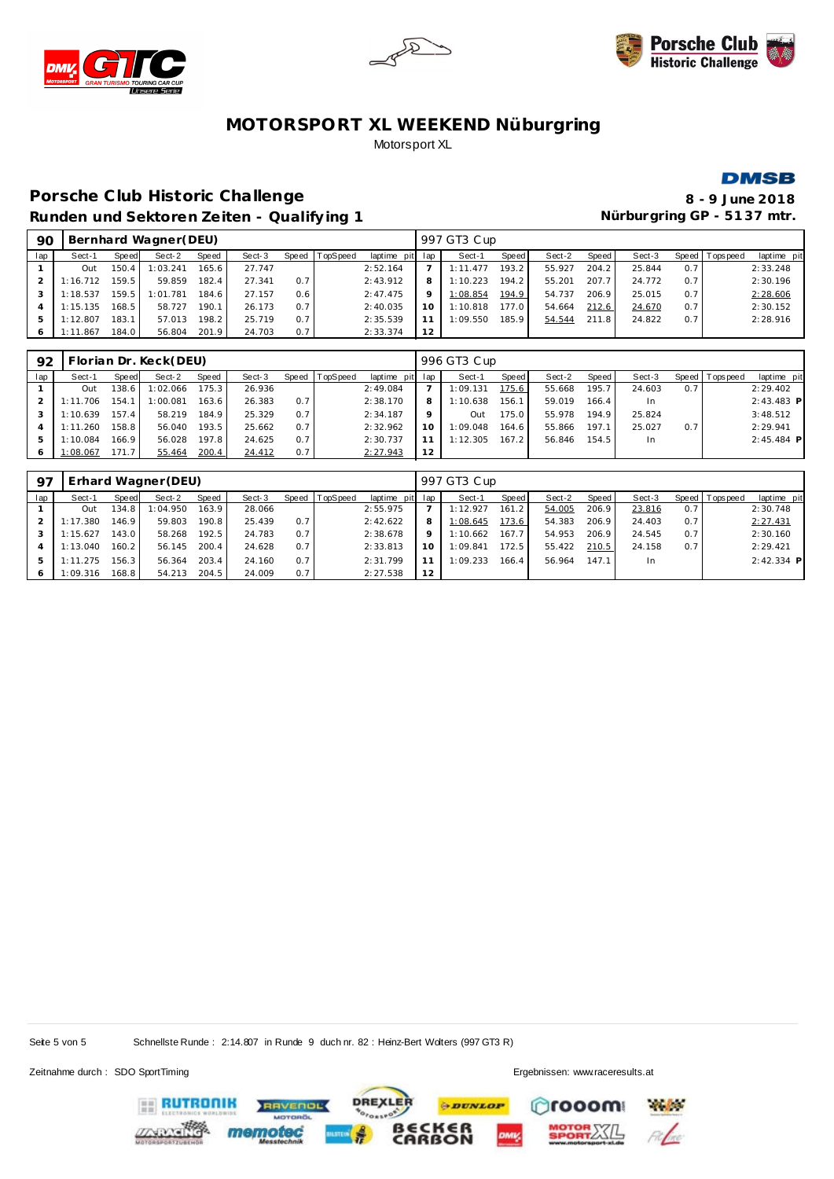# MOTORSPORT XL WEEKEND Nüburgring

Motorsport XL

## Porsche Club Historic Challenge

**Runden und Sektoren Zeiten - Qualifying 1**

**8 - 9 June 2018**

**Nürburgring GP - 5137 mtr.**

| 90 | Bernhard Wagner(DEU) | | | | | | | | | 997 GT3 Cup | | | | | | | | |
|---|---|---|---|---|---|---|---|---|---|---|---|---|---|---|---|---|---|---|
| lap | Sect-1 | Speed | Sect-2 | Speed | Sect-3 | Speed | TopSpeed | laptime | pit | lap | Sect-1 | Speed | Sect-2 | Speed | Sect-3 | Speed | Topspeed | laptime pit |
| 1 | Out | 150.4 | 1:03.241 | 165.6 | 27.747 | | | 2:52.164 | | 7 | 1:11.477 | 193.2 | 55.927 | 204.2 | 25.844 | 0.7 | | 2:33.248 |
| 2 | 1:16.712 | 159.5 | 59.859 | 182.4 | 27.341 | 0.7 | | 2:43.912 | | 8 | 1:10.223 | 194.2 | 55.201 | 207.7 | 24.772 | 0.7 | | 2:30.196 |
| 3 | 1:18.537 | 159.5 | 1:01.781 | 184.6 | 27.157 | 0.6 | | 2:47.475 | | 9 | 1:08.854 | 194.9 | 54.737 | 206.9 | 25.015 | 0.7 | | 2:28.606 |
| 4 | 1:15.135 | 168.5 | 58.727 | 190.1 | 26.173 | 0.7 | | 2:40.035 | | 10 | 1:10.818 | 177.0 | 54.664 | 212.6 | 24.670 | 0.7 | | 2:30.152 |
| 5 | 1:12.807 | 183.1 | 57.013 | 198.2 | 25.719 | 0.7 | | 2:35.539 | | 11 | 1:09.550 | 185.9 | 54.544 | 211.8 | 24.822 | 0.7 | | 2:28.916 |
| 6 | 1:11.867 | 184.0 | 56.804 | 201.9 | 24.703 | 0.7 | | 2:33.374 | | 12 | | | | | | | | |

| 92 | Florian Dr. Keck(DEU) | | | | | | | | | 996 GT3 Cup | | | | | | | | |
|---|---|---|---|---|---|---|---|---|---|---|---|---|---|---|---|---|---|---|
| lap | Sect-1 | Speed | Sect-2 | Speed | Sect-3 | Speed | TopSpeed | laptime | pit | lap | Sect-1 | Speed | Sect-2 | Speed | Sect-3 | Speed | Topspeed | laptime pit |
| 1 | Out | 138.6 | 1:02.066 | 175.3 | 26.936 | | | 2:49.084 | | 7 | 1:09.131 | 175.6 | 55.668 | 195.7 | 24.603 | 0.7 | | 2:29.402 |
| 2 | 1:11.706 | 154.1 | 1:00.081 | 163.6 | 26.383 | 0.7 | | 2:38.170 | | 8 | 1:10.638 | 156.1 | 59.019 | 166.4 | In | | | 2:43.483 P |
| 3 | 1:10.639 | 157.4 | 58.219 | 184.9 | 25.329 | 0.7 | | 2:34.187 | | 9 | Out | 175.0 | 55.978 | 194.9 | 25.824 | | | 3:48.512 |
| 4 | 1:11.260 | 158.8 | 56.040 | 193.5 | 25.662 | 0.7 | | 2:32.962 | | 10 | 1:09.048 | 164.6 | 55.866 | 197.1 | 25.027 | 0.7 | | 2:29.941 |
| 5 | 1:10.084 | 166.9 | 56.028 | 197.8 | 24.625 | 0.7 | | 2:30.737 | | 11 | 1:12.305 | 167.2 | 56.846 | 154.5 | In | | | 2:45.484 P |
| 6 | 1:08.067 | 171.7 | 55.464 | 200.4 | 24.412 | 0.7 | | 2:27.943 | | 12 | | | | | | | | |

| 97 | Erhard Wagner(DEU) | | | | | | | | | 997 GT3 Cup | | | | | | | | |
|---|---|---|---|---|---|---|---|---|---|---|---|---|---|---|---|---|---|---|
| lap | Sect-1 | Speed | Sect-2 | Speed | Sect-3 | Speed | TopSpeed | laptime | pit | lap | Sect-1 | Speed | Sect-2 | Speed | Sect-3 | Speed | Topspeed | laptime pit |
| 1 | Out | 134.8 | 1:04.950 | 163.9 | 28.066 | | | 2:55.975 | | 7 | 1:12.927 | 161.2 | 54.005 | 206.9 | 23.816 | 0.7 | | 2:30.748 |
| 2 | 1:17.380 | 146.9 | 59.803 | 190.8 | 25.439 | 0.7 | | 2:42.622 | | 8 | 1:08.645 | 173.6 | 54.383 | 206.9 | 24.403 | 0.7 | | 2:27.431 |
| 3 | 1:15.627 | 143.0 | 58.268 | 192.5 | 24.783 | 0.7 | | 2:38.678 | | 9 | 1:10.662 | 167.7 | 54.953 | 206.9 | 24.545 | 0.7 | | 2:30.160 |
| 4 | 1:13.040 | 160.2 | 56.145 | 200.4 | 24.628 | 0.7 | | 2:33.813 | | 10 | 1:09.841 | 172.5 | 55.422 | 210.5 | 24.158 | 0.7 | | 2:29.421 |
| 5 | 1:11.275 | 156.3 | 56.364 | 203.4 | 24.160 | 0.7 | | 2:31.799 | | 11 | 1:09.233 | 166.4 | 56.964 | 147.1 | In | | | 2:42.334 P |
| 6 | 1:09.316 | 168.8 | 54.213 | 204.5 | 24.009 | 0.7 | | 2:27.538 | | 12 | | | | | | | | |

Schnellste Runde : 2:14.807 in Runde 9 duch nr. 82 : Heinz-Bert Wolters (997 GT3 R)

Zeitnahme durch : SDO SportTiming

Ergebnissen: www.raceresults.at